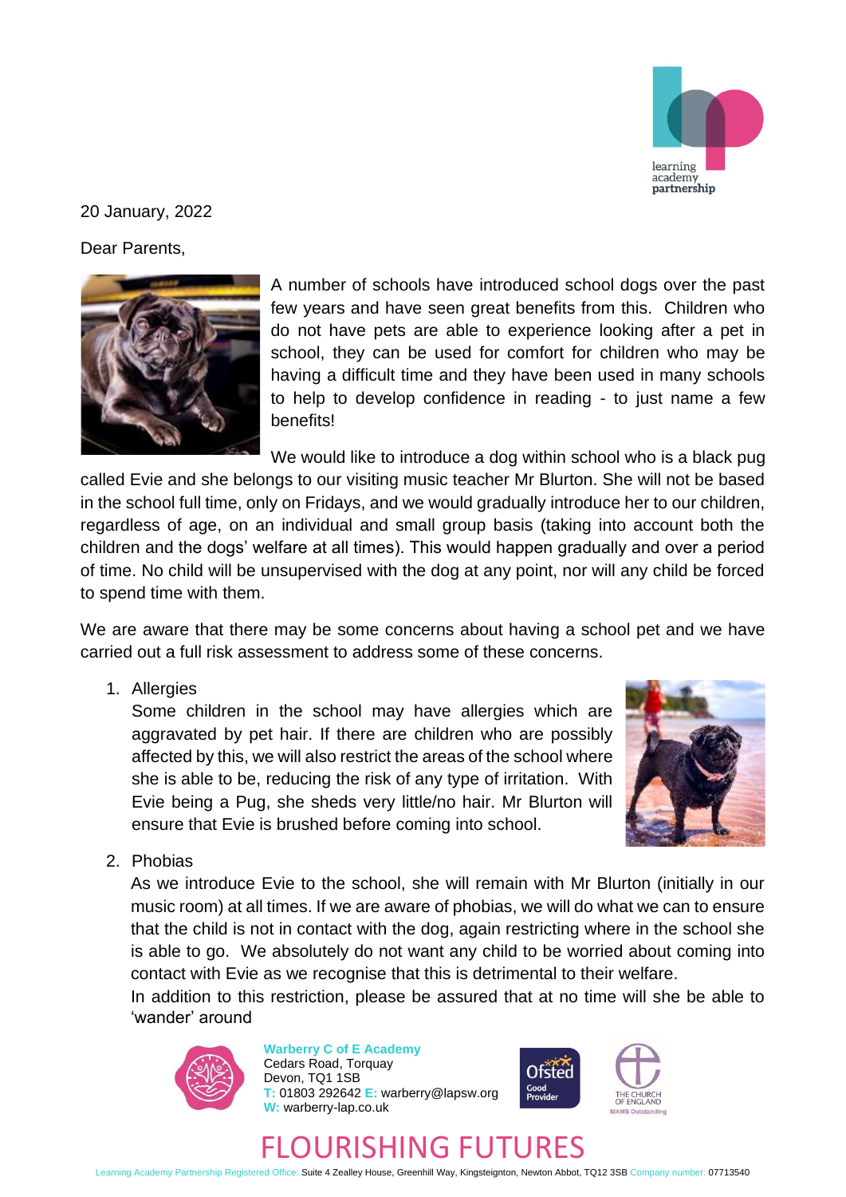20 January, 2022

Dear Parents,

A number of schools have introduced school dogs over the past few years and have seen great benefits from this. Children who do not have pets are able to experience looking after a pet in school, they can be used for comfort for children who may be having a difficult time and they have been used in many schools to help to develop confidence in reading - to just name a few benefits!

We would like to introduce a dog within school who is a black pug called Evie and she belongs to our visiting music teacher Mr Blurton. She will not be based in the school full time, only on Fridays, and we would gradually introduce her to our children, regardless of age, on an individual and small group basis (taking into account both the children and the dogs' welfare at all times). This would happen gradually and over a period of time. No child will be unsupervised with the dog at any point, nor will any child be forced to spend time with them.

We are aware that there may be some concerns about having a school pet and we have carried out a full risk assessment to address some of these concerns.

1. Allergies
   Some children in the school may have allergies which are aggravated by pet hair. If there are children who are possibly affected by this, we will also restrict the areas of the school where she is able to be, reducing the risk of any type of irritation. With Evie being a Pug, she sheds very little/no hair. Mr Blurton will ensure that Evie is brushed before coming into school.

2. Phobias
   As we introduce Evie to the school, she will remain with Mr Blurton (initially in our music room) at all times. If we are aware of phobias, we will do what we can to ensure that the child is not in contact with the dog, again restricting where in the school she is able to go. We absolutely do not want any child to be worried about coming into contact with Evie as we recognise that this is detrimental to their welfare.
   In addition to this restriction, please be assured that at no time will she be able to 'wander' around

**Warberry C of E Academy**
Cedars Road, Torquay
Devon, TQ1 1SB
T: 01803 292642 E: warberry@lapsw.org
W: warberry-lap.co.uk

FLOURISHING FUTURES

Learning Academy Partnership Registered Office: Suite 4 Zealley House, Greenhill Way, Kingsteignton, Newton Abbot, TQ12 3SB Company number: 07713540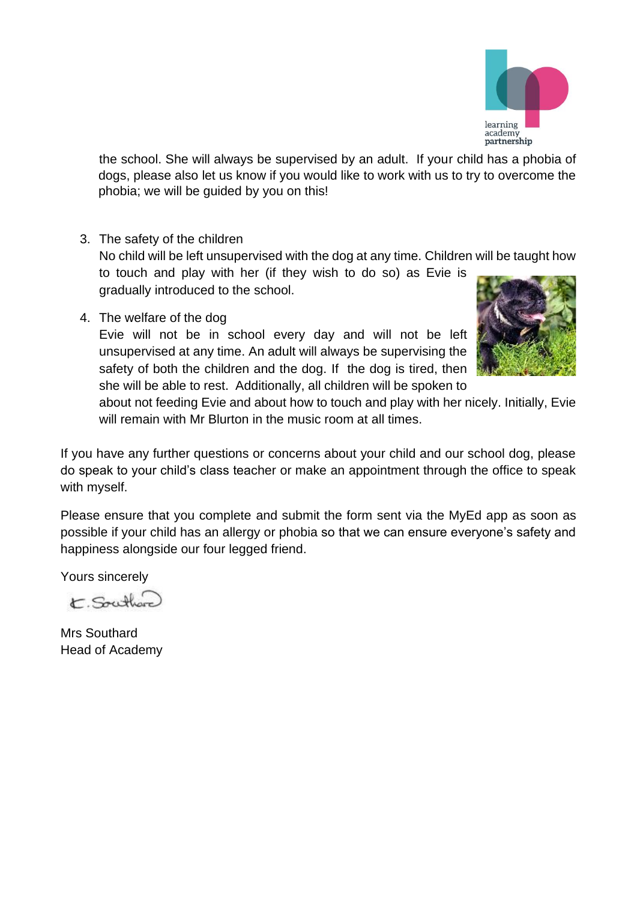the school. She will always be supervised by an adult. If your child has a phobia of dogs, please also let us know if you would like to work with us to try to overcome the phobia; we will be guided by you on this!

3. The safety of the children
   No child will be left unsupervised with the dog at any time. Children will be taught how to touch and play with her (if they wish to do so) as Evie is gradually introduced to the school.

4. The welfare of the dog
   Evie will not be in school every day and will not be left unsupervised at any time. An adult will always be supervising the safety of both the children and the dog. If the dog is tired, then she will be able to rest. Additionally, all children will be spoken to about not feeding Evie and about how to touch and play with her nicely. Initially, Evie will remain with Mr Blurton in the music room at all times.

If you have any further questions or concerns about your child and our school dog, please do speak to your child's class teacher or make an appointment through the office to speak with myself.

Please ensure that you complete and submit the form sent via the MyEd app as soon as possible if your child has an allergy or phobia so that we can ensure everyone's safety and happiness alongside our four legged friend.

Yours sincerely

E. Southard

Mrs Southard
Head of Academy